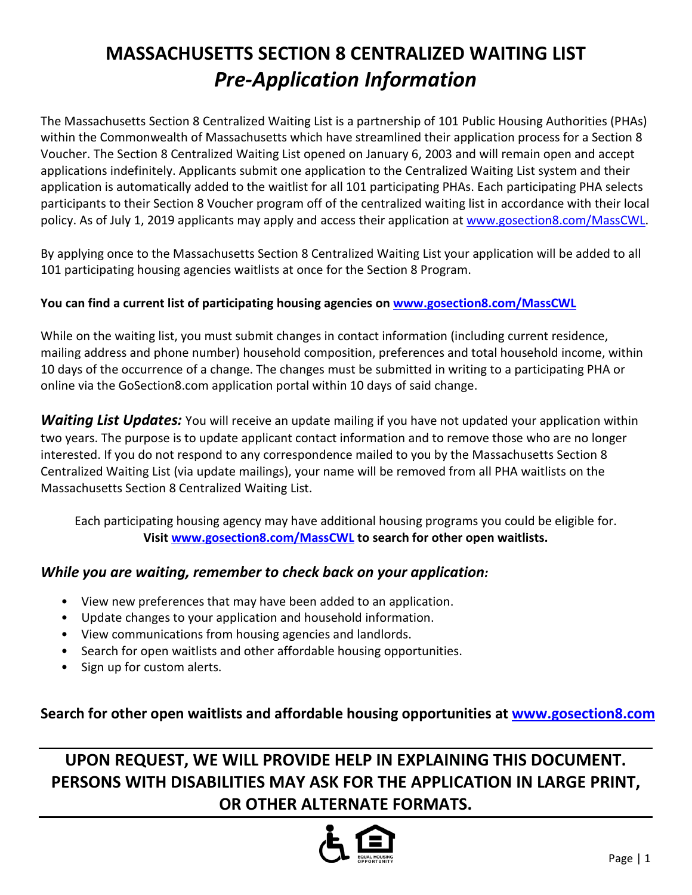# MASSACHUSETTS SECTION 8 CENTRALIZED WAITING LIST
## *Pre-Application Information*

The Massachusetts Section 8 Centralized Waiting List is a partnership of 101 Public Housing Authorities (PHAs) within the Commonwealth of Massachusetts which have streamlined their application process for a Section 8 Voucher. The Section 8 Centralized Waiting List opened on January 6, 2003 and will remain open and accept applications indefinitely. Applicants submit one application to the Centralized Waiting List system and their application is automatically added to the waitlist for all 101 participating PHAs. Each participating PHA selects participants to their Section 8 Voucher program off of the centralized waiting list in accordance with their local policy. As of July 1, 2019 applicants may apply and access their application at www.gosection8.com/MassCWL.

By applying once to the Massachusetts Section 8 Centralized Waiting List your application will be added to all 101 participating housing agencies waitlists at once for the Section 8 Program.

**You can find a current list of participating housing agencies on www.gosection8.com/MassCWL**

While on the waiting list, you must submit changes in contact information (including current residence, mailing address and phone number) household composition, preferences and total household income, within 10 days of the occurrence of a change. The changes must be submitted in writing to a participating PHA or online via the GoSection8.com application portal within 10 days of said change.

***Waiting List Updates:*** You will receive an update mailing if you have not updated your application within two years. The purpose is to update applicant contact information and to remove those who are no longer interested. If you do not respond to any correspondence mailed to you by the Massachusetts Section 8 Centralized Waiting List (via update mailings), your name will be removed from all PHA waitlists on the Massachusetts Section 8 Centralized Waiting List.

Each participating housing agency may have additional housing programs you could be eligible for.
**Visit www.gosection8.com/MassCWL to search for other open waitlists.**

### *While you are waiting, remember to check back on your application:*

- View new preferences that may have been added to an application.
- Update changes to your application and household information.
- View communications from housing agencies and landlords.
- Search for open waitlists and other affordable housing opportunities.
- Sign up for custom alerts.

**Search for other open waitlists and affordable housing opportunities at www.gosection8.com**

---

**UPON REQUEST, WE WILL PROVIDE HELP IN EXPLAINING THIS DOCUMENT. PERSONS WITH DISABILITIES MAY ASK FOR THE APPLICATION IN LARGE PRINT, OR OTHER ALTERNATE FORMATS.**

---

EQUAL HOUSING OPPORTUNITY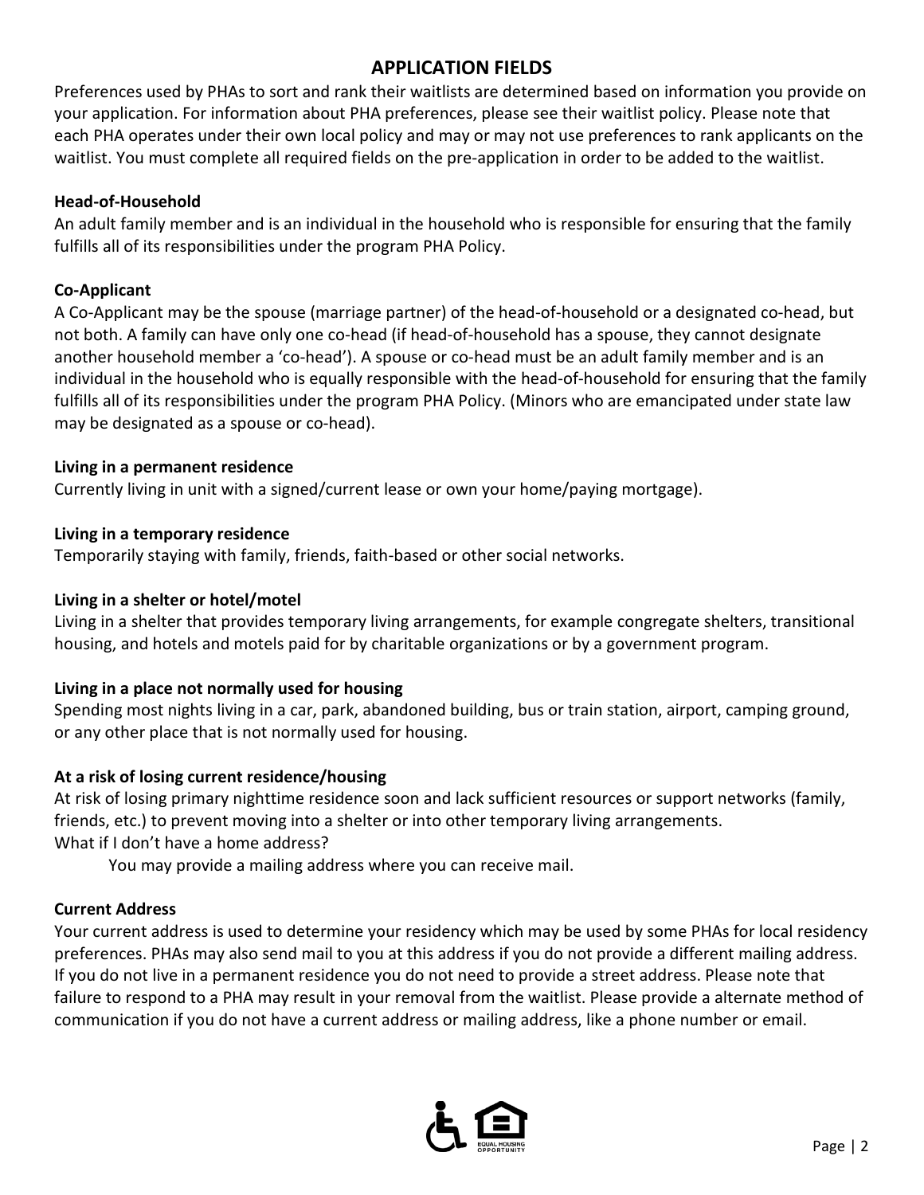# APPLICATION FIELDS

Preferences used by PHAs to sort and rank their waitlists are determined based on information you provide on your application. For information about PHA preferences, please see their waitlist policy. Please note that each PHA operates under their own local policy and may or may not use preferences to rank applicants on the waitlist. You must complete all required fields on the pre-application in order to be added to the waitlist.

**Head-of-Household**

An adult family member and is an individual in the household who is responsible for ensuring that the family fulfills all of its responsibilities under the program PHA Policy.

**Co-Applicant**

A Co-Applicant may be the spouse (marriage partner) of the head-of-household or a designated co-head, but not both. A family can have only one co-head (if head-of-household has a spouse, they cannot designate another household member a 'co-head'). A spouse or co-head must be an adult family member and is an individual in the household who is equally responsible with the head-of-household for ensuring that the family fulfills all of its responsibilities under the program PHA Policy. (Minors who are emancipated under state law may be designated as a spouse or co-head).

**Living in a permanent residence**

Currently living in unit with a signed/current lease or own your home/paying mortgage).

**Living in a temporary residence**

Temporarily staying with family, friends, faith-based or other social networks.

**Living in a shelter or hotel/motel**

Living in a shelter that provides temporary living arrangements, for example congregate shelters, transitional housing, and hotels and motels paid for by charitable organizations or by a government program.

**Living in a place not normally used for housing**

Spending most nights living in a car, park, abandoned building, bus or train station, airport, camping ground, or any other place that is not normally used for housing.

**At a risk of losing current residence/housing**

At risk of losing primary nighttime residence soon and lack sufficient resources or support networks (family, friends, etc.) to prevent moving into a shelter or into other temporary living arrangements.

What if I don't have a home address?

You may provide a mailing address where you can receive mail.

**Current Address**

Your current address is used to determine your residency which may be used by some PHAs for local residency preferences. PHAs may also send mail to you at this address if you do not provide a different mailing address. If you do not live in a permanent residence you do not need to provide a street address. Please note that failure to respond to a PHA may result in your removal from the waitlist. Please provide a alternate method of communication if you do not have a current address or mailing address, like a phone number or email.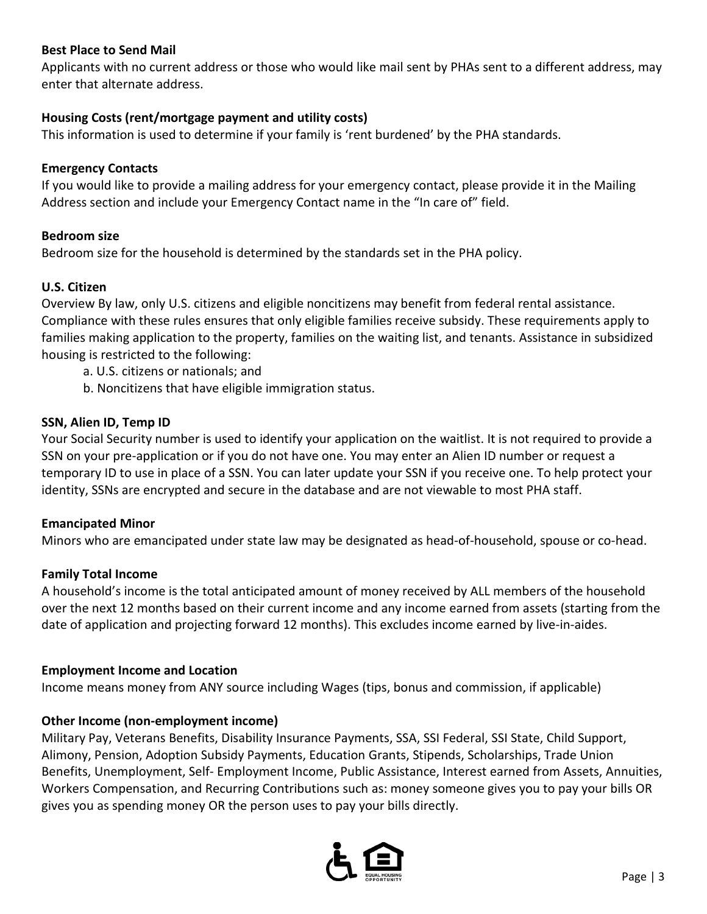**Best Place to Send Mail**
Applicants with no current address or those who would like mail sent by PHAs sent to a different address, may enter that alternate address.

**Housing Costs (rent/mortgage payment and utility costs)**
This information is used to determine if your family is 'rent burdened' by the PHA standards.

**Emergency Contacts**
If you would like to provide a mailing address for your emergency contact, please provide it in the Mailing Address section and include your Emergency Contact name in the "In care of" field.

**Bedroom size**
Bedroom size for the household is determined by the standards set in the PHA policy.

**U.S. Citizen**
Overview By law, only U.S. citizens and eligible noncitizens may benefit from federal rental assistance. Compliance with these rules ensures that only eligible families receive subsidy. These requirements apply to families making application to the property, families on the waiting list, and tenants. Assistance in subsidized housing is restricted to the following:

a. U.S. citizens or nationals; and
b. Noncitizens that have eligible immigration status.

**SSN, Alien ID, Temp ID**
Your Social Security number is used to identify your application on the waitlist. It is not required to provide a SSN on your pre-application or if you do not have one. You may enter an Alien ID number or request a temporary ID to use in place of a SSN. You can later update your SSN if you receive one. To help protect your identity, SSNs are encrypted and secure in the database and are not viewable to most PHA staff.

**Emancipated Minor**
Minors who are emancipated under state law may be designated as head-of-household, spouse or co-head.

**Family Total Income**
A household's income is the total anticipated amount of money received by ALL members of the household over the next 12 months based on their current income and any income earned from assets (starting from the date of application and projecting forward 12 months). This excludes income earned by live-in-aides.

**Employment Income and Location**
Income means money from ANY source including Wages (tips, bonus and commission, if applicable)

**Other Income (non-employment income)**
Military Pay, Veterans Benefits, Disability Insurance Payments, SSA, SSI Federal, SSI State, Child Support, Alimony, Pension, Adoption Subsidy Payments, Education Grants, Stipends, Scholarships, Trade Union Benefits, Unemployment, Self- Employment Income, Public Assistance, Interest earned from Assets, Annuities, Workers Compensation, and Recurring Contributions such as: money someone gives you to pay your bills OR gives you as spending money OR the person uses to pay your bills directly.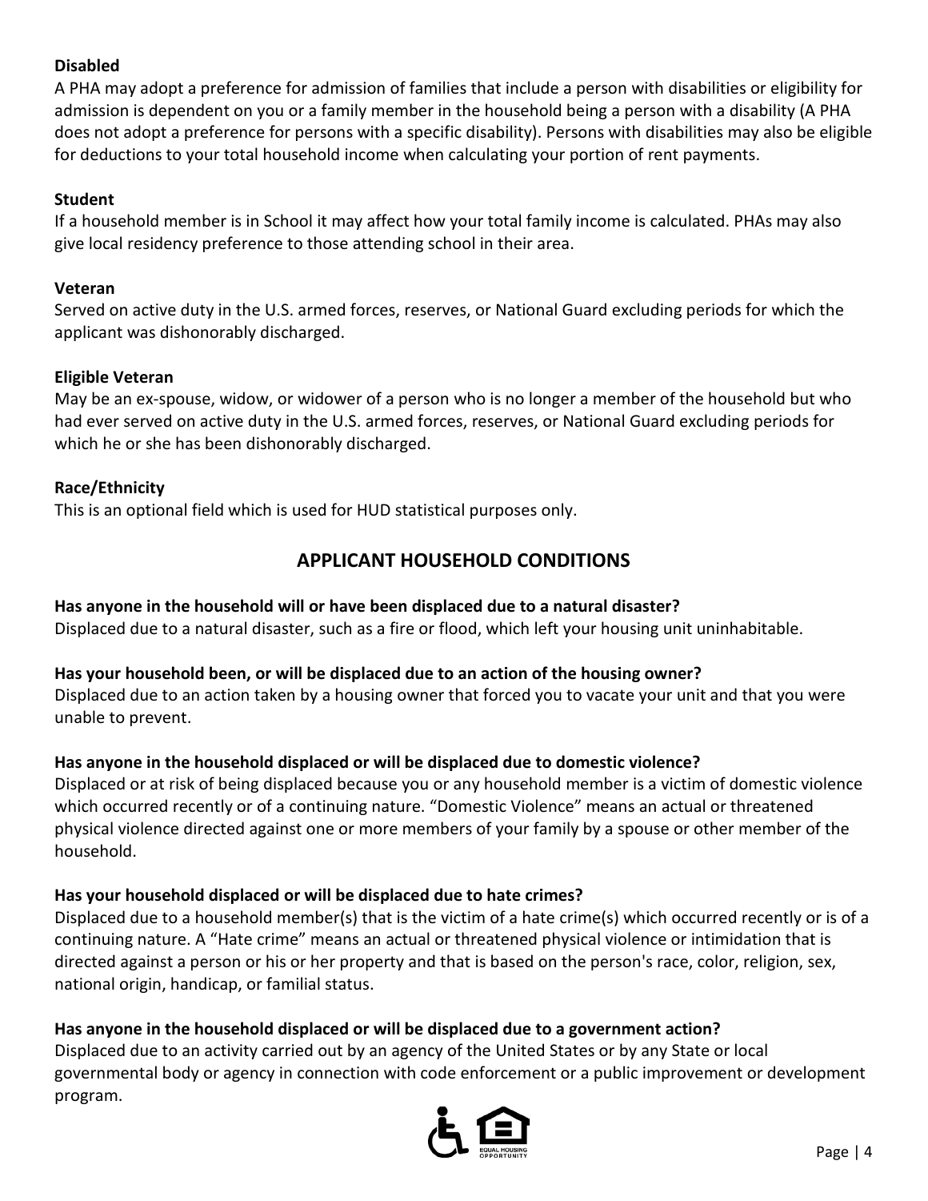**Disabled**

A PHA may adopt a preference for admission of families that include a person with disabilities or eligibility for admission is dependent on you or a family member in the household being a person with a disability (A PHA does not adopt a preference for persons with a specific disability). Persons with disabilities may also be eligible for deductions to your total household income when calculating your portion of rent payments.

**Student**

If a household member is in School it may affect how your total family income is calculated. PHAs may also give local residency preference to those attending school in their area.

**Veteran**

Served on active duty in the U.S. armed forces, reserves, or National Guard excluding periods for which the applicant was dishonorably discharged.

**Eligible Veteran**

May be an ex-spouse, widow, or widower of a person who is no longer a member of the household but who had ever served on active duty in the U.S. armed forces, reserves, or National Guard excluding periods for which he or she has been dishonorably discharged.

**Race/Ethnicity**

This is an optional field which is used for HUD statistical purposes only.

## APPLICANT HOUSEHOLD CONDITIONS

**Has anyone in the household will or have been displaced due to a natural disaster?**

Displaced due to a natural disaster, such as a fire or flood, which left your housing unit uninhabitable.

**Has your household been, or will be displaced due to an action of the housing owner?**

Displaced due to an action taken by a housing owner that forced you to vacate your unit and that you were unable to prevent.

**Has anyone in the household displaced or will be displaced due to domestic violence?**

Displaced or at risk of being displaced because you or any household member is a victim of domestic violence which occurred recently or of a continuing nature. "Domestic Violence" means an actual or threatened physical violence directed against one or more members of your family by a spouse or other member of the household.

**Has your household displaced or will be displaced due to hate crimes?**

Displaced due to a household member(s) that is the victim of a hate crime(s) which occurred recently or is of a continuing nature. A "Hate crime" means an actual or threatened physical violence or intimidation that is directed against a person or his or her property and that is based on the person's race, color, religion, sex, national origin, handicap, or familial status.

**Has anyone in the household displaced or will be displaced due to a government action?**

Displaced due to an activity carried out by an agency of the United States or by any State or local governmental body or agency in connection with code enforcement or a public improvement or development program.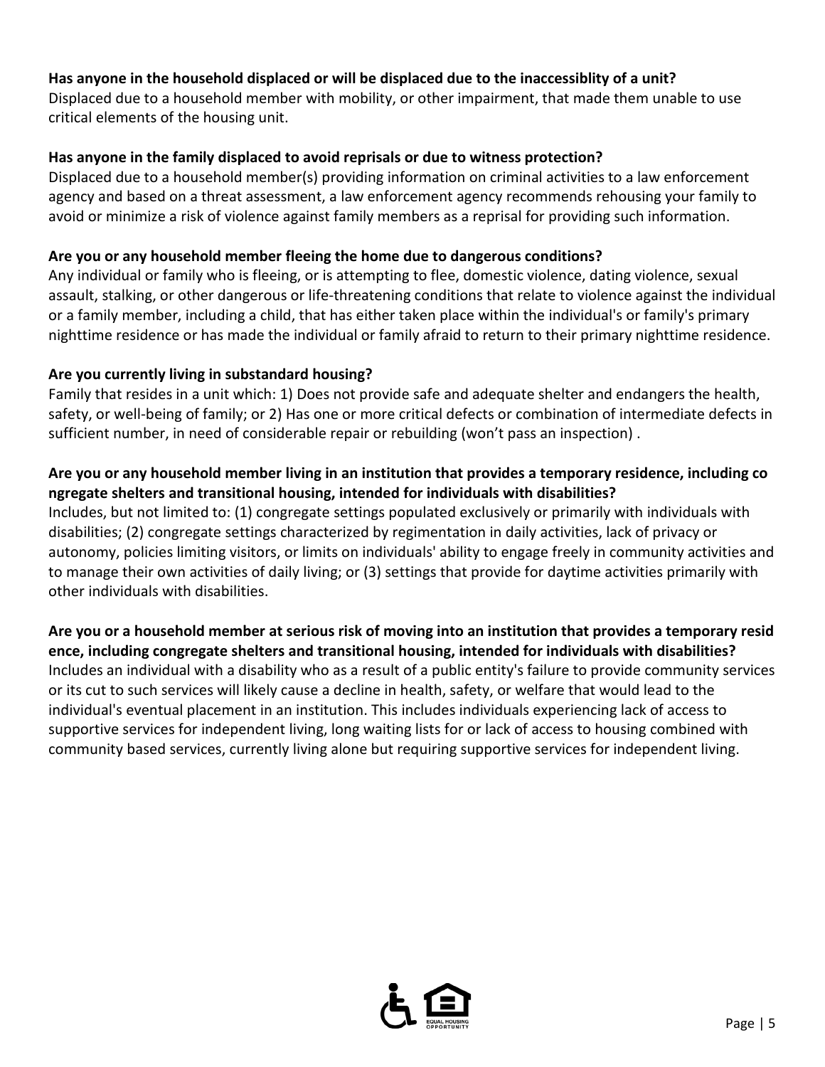**Has anyone in the household displaced or will be displaced due to the inaccessiblity of a unit?**
Displaced due to a household member with mobility, or other impairment, that made them unable to use critical elements of the housing unit.

**Has anyone in the family displaced to avoid reprisals or due to witness protection?**
Displaced due to a household member(s) providing information on criminal activities to a law enforcement agency and based on a threat assessment, a law enforcement agency recommends rehousing your family to avoid or minimize a risk of violence against family members as a reprisal for providing such information.

**Are you or any household member fleeing the home due to dangerous conditions?**
Any individual or family who is fleeing, or is attempting to flee, domestic violence, dating violence, sexual assault, stalking, or other dangerous or life-threatening conditions that relate to violence against the individual or a family member, including a child, that has either taken place within the individual's or family's primary nighttime residence or has made the individual or family afraid to return to their primary nighttime residence.

**Are you currently living in substandard housing?**
Family that resides in a unit which: 1) Does not provide safe and adequate shelter and endangers the health, safety, or well-being of family; or 2) Has one or more critical defects or combination of intermediate defects in sufficient number, in need of considerable repair or rebuilding (won't pass an inspection) .

**Are you or any household member living in an institution that provides a temporary residence, including co ngregate shelters and transitional housing, intended for individuals with disabilities?**
Includes, but not limited to: (1) congregate settings populated exclusively or primarily with individuals with disabilities; (2) congregate settings characterized by regimentation in daily activities, lack of privacy or autonomy, policies limiting visitors, or limits on individuals' ability to engage freely in community activities and to manage their own activities of daily living; or (3) settings that provide for daytime activities primarily with other individuals with disabilities.

**Are you or a household member at serious risk of moving into an institution that provides a temporary resid ence, including congregate shelters and transitional housing, intended for individuals with disabilities?**
Includes an individual with a disability who as a result of a public entity's failure to provide community services or its cut to such services will likely cause a decline in health, safety, or welfare that would lead to the individual's eventual placement in an institution. This includes individuals experiencing lack of access to supportive services for independent living, long waiting lists for or lack of access to housing combined with community based services, currently living alone but requiring supportive services for independent living.